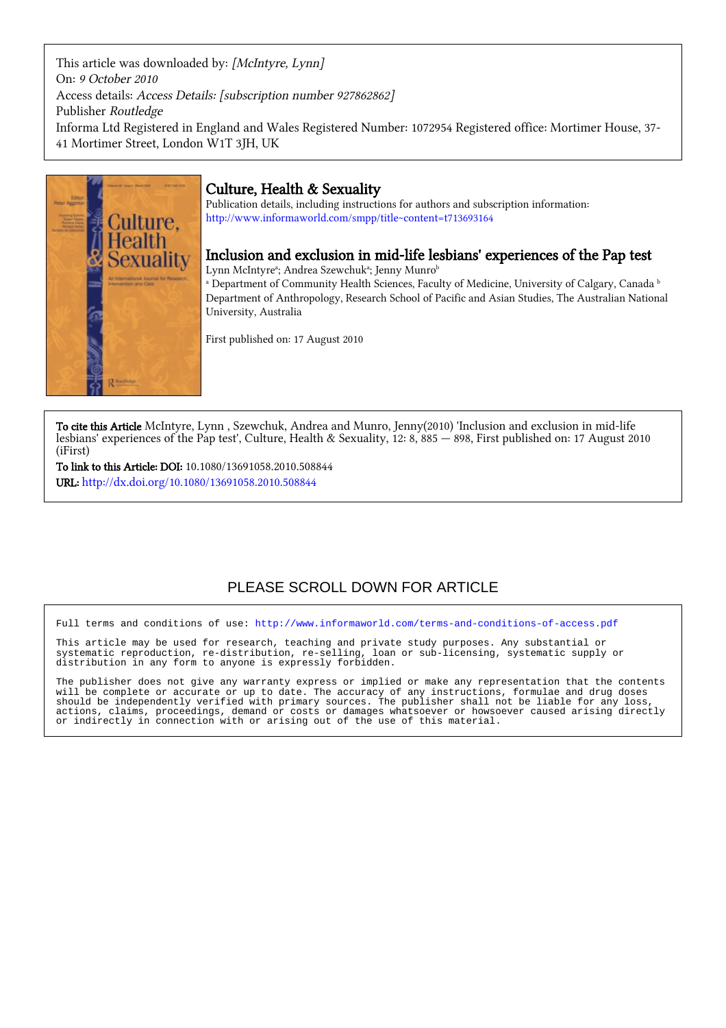This article was downloaded by: *[McIntyre, Lynn]*
On: *9 October 2010*
Access details: *Access Details: [subscription number 927862862]*
Publisher *Routledge*
Informa Ltd Registered in England and Wales Registered Number: 1072954 Registered office: Mortimer House, 37-41 Mortimer Street, London W1T 3JH, UK

# Culture, Health & Sexuality

Publication details, including instructions for authors and subscription information:
http://www.informaworld.com/smpp/title~content=t713693164

## Inclusion and exclusion in mid-life lesbians' experiences of the Pap test

Lynn McIntyre[a]; Andrea Szewchuk[a]; Jenny Munro[b]

[a] Department of Community Health Sciences, Faculty of Medicine, University of Calgary, Canada [b] Department of Anthropology, Research School of Pacific and Asian Studies, The Australian National University, Australia

First published on: 17 August 2010

**To cite this Article** McIntyre, Lynn , Szewchuk, Andrea and Munro, Jenny(2010) 'Inclusion and exclusion in mid-life lesbians' experiences of the Pap test', Culture, Health & Sexuality, 12: 8, 885 — 898, First published on: 17 August 2010 (iFirst)

**To link to this Article: DOI:** 10.1080/13691058.2010.508844

**URL:** http://dx.doi.org/10.1080/13691058.2010.508844

PLEASE SCROLL DOWN FOR ARTICLE

Full terms and conditions of use: http://www.informaworld.com/terms-and-conditions-of-access.pdf

This article may be used for research, teaching and private study purposes. Any substantial or systematic reproduction, re-distribution, re-selling, loan or sub-licensing, systematic supply or distribution in any form to anyone is expressly forbidden.

The publisher does not give any warranty express or implied or make any representation that the contents will be complete or accurate or up to date. The accuracy of any instructions, formulae and drug doses should be independently verified with primary sources. The publisher shall not be liable for any loss, actions, claims, proceedings, demand or costs or damages whatsoever or howsoever caused arising directly or indirectly in connection with or arising out of the use of this material.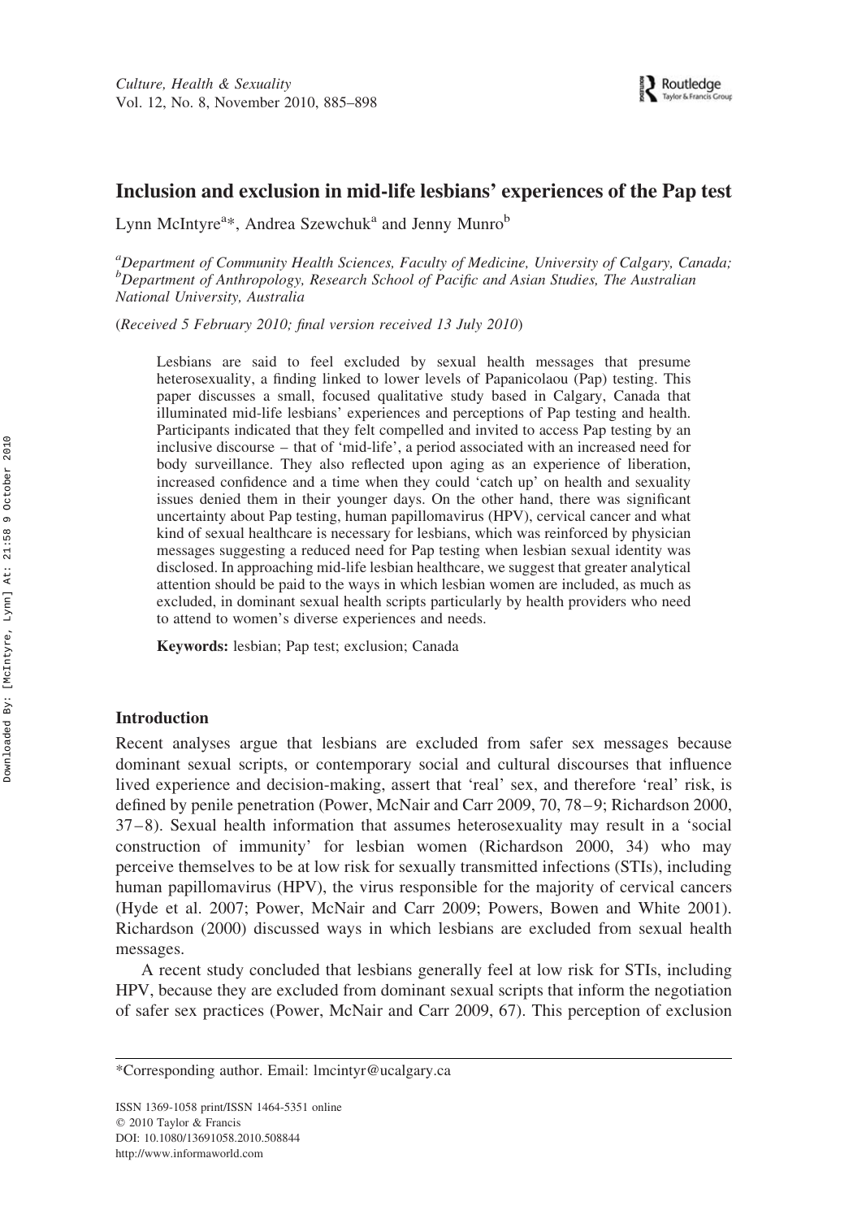# Inclusion and exclusion in mid-life lesbians' experiences of the Pap test

Lynn McIntyre[a]*, Andrea Szewchuk[a] and Jenny Munro[b]

[a]*Department of Community Health Sciences, Faculty of Medicine, University of Calgary, Canada;* [b]*Department of Anthropology, Research School of Pacific and Asian Studies, The Australian National University, Australia*

(*Received 5 February 2010; final version received 13 July 2010*)

Lesbians are said to feel excluded by sexual health messages that presume heterosexuality, a finding linked to lower levels of Papanicolaou (Pap) testing. This paper discusses a small, focused qualitative study based in Calgary, Canada that illuminated mid-life lesbians' experiences and perceptions of Pap testing and health. Participants indicated that they felt compelled and invited to access Pap testing by an inclusive discourse – that of 'mid-life', a period associated with an increased need for body surveillance. They also reflected upon aging as an experience of liberation, increased confidence and a time when they could 'catch up' on health and sexuality issues denied them in their younger days. On the other hand, there was significant uncertainty about Pap testing, human papillomavirus (HPV), cervical cancer and what kind of sexual healthcare is necessary for lesbians, which was reinforced by physician messages suggesting a reduced need for Pap testing when lesbian sexual identity was disclosed. In approaching mid-life lesbian healthcare, we suggest that greater analytical attention should be paid to the ways in which lesbian women are included, as much as excluded, in dominant sexual health scripts particularly by health providers who need to attend to women's diverse experiences and needs.

**Keywords:** lesbian; Pap test; exclusion; Canada

## Introduction

Recent analyses argue that lesbians are excluded from safer sex messages because dominant sexual scripts, or contemporary social and cultural discourses that influence lived experience and decision-making, assert that 'real' sex, and therefore 'real' risk, is defined by penile penetration (Power, McNair and Carr 2009, 70, 78–9; Richardson 2000, 37–8). Sexual health information that assumes heterosexuality may result in a 'social construction of immunity' for lesbian women (Richardson 2000, 34) who may perceive themselves to be at low risk for sexually transmitted infections (STIs), including human papillomavirus (HPV), the virus responsible for the majority of cervical cancers (Hyde et al. 2007; Power, McNair and Carr 2009; Powers, Bowen and White 2001). Richardson (2000) discussed ways in which lesbians are excluded from sexual health messages.

A recent study concluded that lesbians generally feel at low risk for STIs, including HPV, because they are excluded from dominant sexual scripts that inform the negotiation of safer sex practices (Power, McNair and Carr 2009, 67). This perception of exclusion

*Corresponding author. Email: lmcintyr@ucalgary.ca

ISSN 1369-1058 print/ISSN 1464-5351 online
© 2010 Taylor & Francis
DOI: 10.1080/13691058.2010.508844
http://www.informaworld.com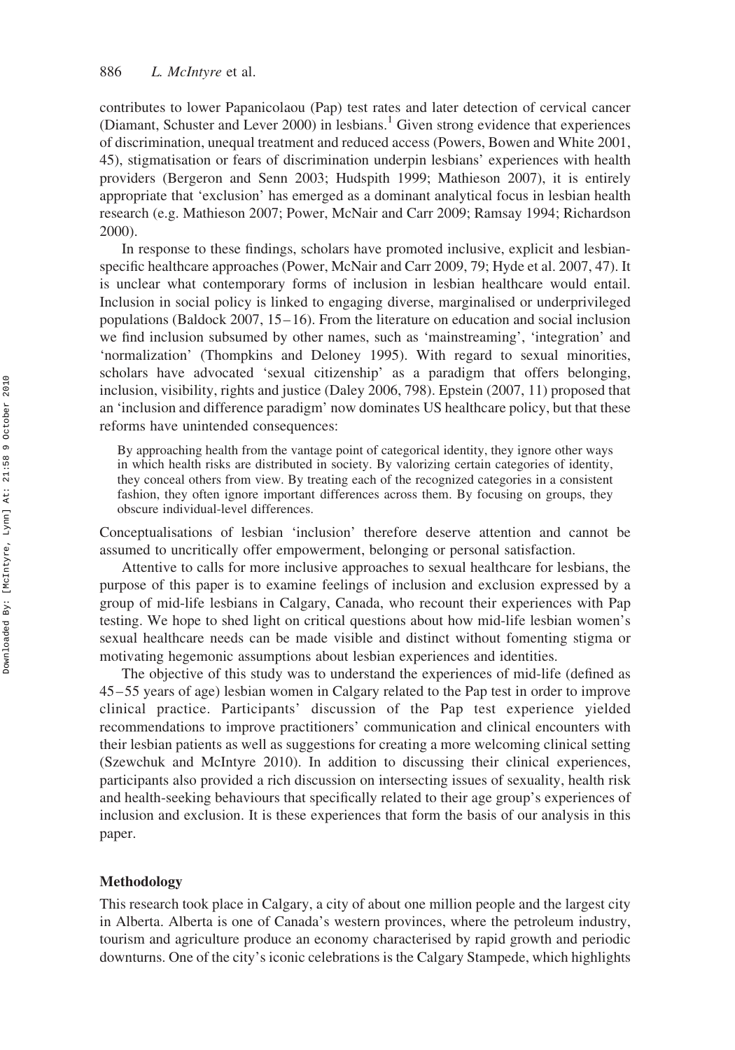contributes to lower Papanicolaou (Pap) test rates and later detection of cervical cancer (Diamant, Schuster and Lever 2000) in lesbians.[1] Given strong evidence that experiences of discrimination, unequal treatment and reduced access (Powers, Bowen and White 2001, 45), stigmatisation or fears of discrimination underpin lesbians' experiences with health providers (Bergeron and Senn 2003; Hudspith 1999; Mathieson 2007), it is entirely appropriate that 'exclusion' has emerged as a dominant analytical focus in lesbian health research (e.g. Mathieson 2007; Power, McNair and Carr 2009; Ramsay 1994; Richardson 2000).

In response to these findings, scholars have promoted inclusive, explicit and lesbian-specific healthcare approaches (Power, McNair and Carr 2009, 79; Hyde et al. 2007, 47). It is unclear what contemporary forms of inclusion in lesbian healthcare would entail. Inclusion in social policy is linked to engaging diverse, marginalised or underprivileged populations (Baldock 2007, 15–16). From the literature on education and social inclusion we find inclusion subsumed by other names, such as 'mainstreaming', 'integration' and 'normalization' (Thompkins and Deloney 1995). With regard to sexual minorities, scholars have advocated 'sexual citizenship' as a paradigm that offers belonging, inclusion, visibility, rights and justice (Daley 2006, 798). Epstein (2007, 11) proposed that an 'inclusion and difference paradigm' now dominates US healthcare policy, but that these reforms have unintended consequences:

> By approaching health from the vantage point of categorical identity, they ignore other ways in which health risks are distributed in society. By valorizing certain categories of identity, they conceal others from view. By treating each of the recognized categories in a consistent fashion, they often ignore important differences across them. By focusing on groups, they obscure individual-level differences.

Conceptualisations of lesbian 'inclusion' therefore deserve attention and cannot be assumed to uncritically offer empowerment, belonging or personal satisfaction.

Attentive to calls for more inclusive approaches to sexual healthcare for lesbians, the purpose of this paper is to examine feelings of inclusion and exclusion expressed by a group of mid-life lesbians in Calgary, Canada, who recount their experiences with Pap testing. We hope to shed light on critical questions about how mid-life lesbian women's sexual healthcare needs can be made visible and distinct without fomenting stigma or motivating hegemonic assumptions about lesbian experiences and identities.

The objective of this study was to understand the experiences of mid-life (defined as 45–55 years of age) lesbian women in Calgary related to the Pap test in order to improve clinical practice. Participants' discussion of the Pap test experience yielded recommendations to improve practitioners' communication and clinical encounters with their lesbian patients as well as suggestions for creating a more welcoming clinical setting (Szewchuk and McIntyre 2010). In addition to discussing their clinical experiences, participants also provided a rich discussion on intersecting issues of sexuality, health risk and health-seeking behaviours that specifically related to their age group's experiences of inclusion and exclusion. It is these experiences that form the basis of our analysis in this paper.

## Methodology

This research took place in Calgary, a city of about one million people and the largest city in Alberta. Alberta is one of Canada's western provinces, where the petroleum industry, tourism and agriculture produce an economy characterised by rapid growth and periodic downturns. One of the city's iconic celebrations is the Calgary Stampede, which highlights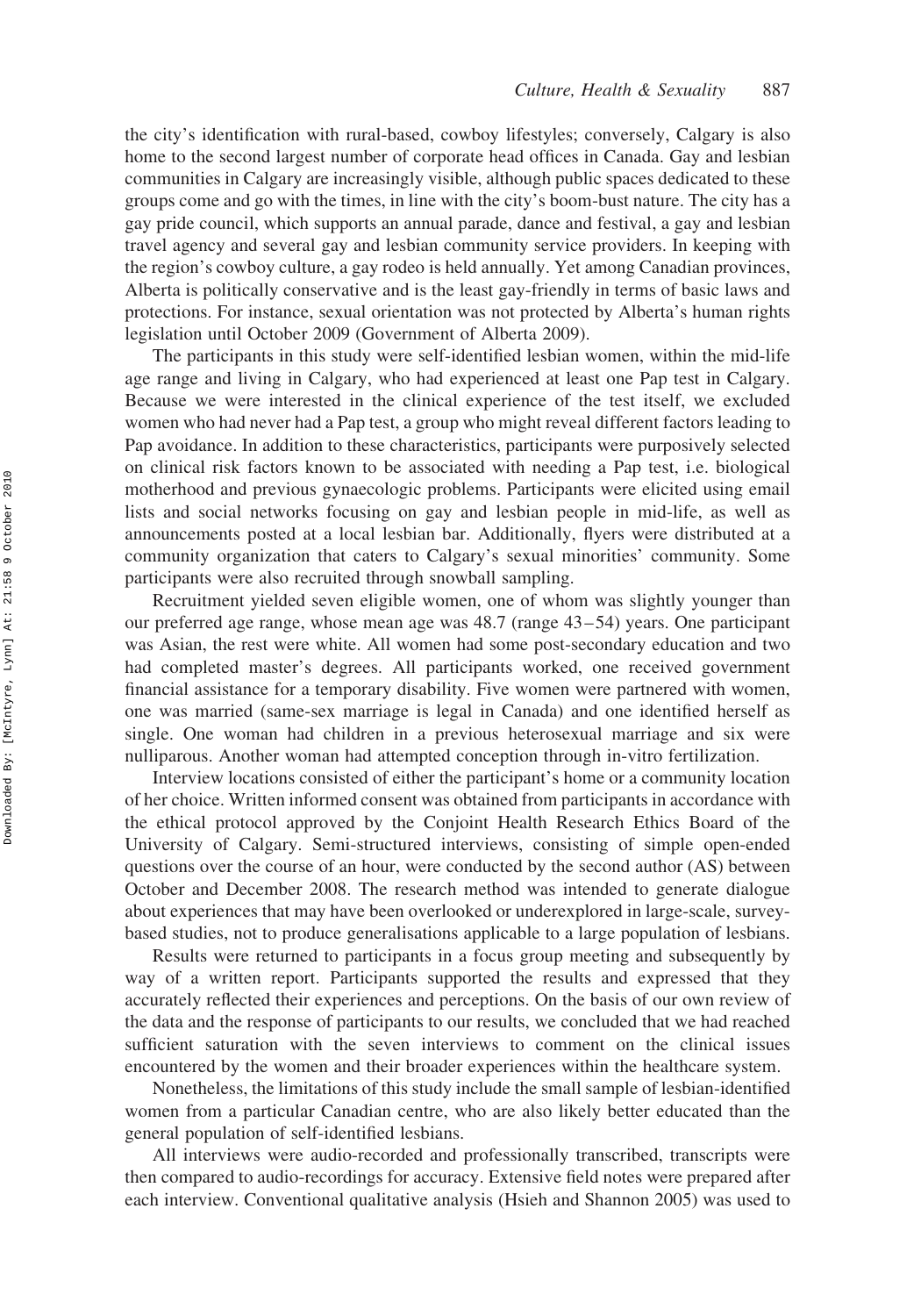the city's identification with rural-based, cowboy lifestyles; conversely, Calgary is also home to the second largest number of corporate head offices in Canada. Gay and lesbian communities in Calgary are increasingly visible, although public spaces dedicated to these groups come and go with the times, in line with the city's boom-bust nature. The city has a gay pride council, which supports an annual parade, dance and festival, a gay and lesbian travel agency and several gay and lesbian community service providers. In keeping with the region's cowboy culture, a gay rodeo is held annually. Yet among Canadian provinces, Alberta is politically conservative and is the least gay-friendly in terms of basic laws and protections. For instance, sexual orientation was not protected by Alberta's human rights legislation until October 2009 (Government of Alberta 2009).

The participants in this study were self-identified lesbian women, within the mid-life age range and living in Calgary, who had experienced at least one Pap test in Calgary. Because we were interested in the clinical experience of the test itself, we excluded women who had never had a Pap test, a group who might reveal different factors leading to Pap avoidance. In addition to these characteristics, participants were purposively selected on clinical risk factors known to be associated with needing a Pap test, i.e. biological motherhood and previous gynaecologic problems. Participants were elicited using email lists and social networks focusing on gay and lesbian people in mid-life, as well as announcements posted at a local lesbian bar. Additionally, flyers were distributed at a community organization that caters to Calgary's sexual minorities' community. Some participants were also recruited through snowball sampling.

Recruitment yielded seven eligible women, one of whom was slightly younger than our preferred age range, whose mean age was 48.7 (range 43–54) years. One participant was Asian, the rest were white. All women had some post-secondary education and two had completed master's degrees. All participants worked, one received government financial assistance for a temporary disability. Five women were partnered with women, one was married (same-sex marriage is legal in Canada) and one identified herself as single. One woman had children in a previous heterosexual marriage and six were nulliparous. Another woman had attempted conception through in-vitro fertilization.

Interview locations consisted of either the participant's home or a community location of her choice. Written informed consent was obtained from participants in accordance with the ethical protocol approved by the Conjoint Health Research Ethics Board of the University of Calgary. Semi-structured interviews, consisting of simple open-ended questions over the course of an hour, were conducted by the second author (AS) between October and December 2008. The research method was intended to generate dialogue about experiences that may have been overlooked or underexplored in large-scale, survey-based studies, not to produce generalisations applicable to a large population of lesbians.

Results were returned to participants in a focus group meeting and subsequently by way of a written report. Participants supported the results and expressed that they accurately reflected their experiences and perceptions. On the basis of our own review of the data and the response of participants to our results, we concluded that we had reached sufficient saturation with the seven interviews to comment on the clinical issues encountered by the women and their broader experiences within the healthcare system.

Nonetheless, the limitations of this study include the small sample of lesbian-identified women from a particular Canadian centre, who are also likely better educated than the general population of self-identified lesbians.

All interviews were audio-recorded and professionally transcribed, transcripts were then compared to audio-recordings for accuracy. Extensive field notes were prepared after each interview. Conventional qualitative analysis (Hsieh and Shannon 2005) was used to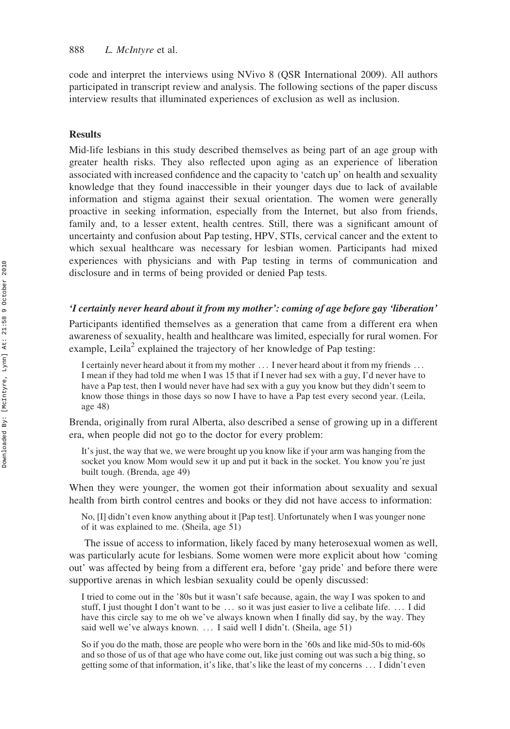code and interpret the interviews using NVivo 8 (QSR International 2009). All authors participated in transcript review and analysis. The following sections of the paper discuss interview results that illuminated experiences of exclusion as well as inclusion.

## Results

Mid-life lesbians in this study described themselves as being part of an age group with greater health risks. They also reflected upon aging as an experience of liberation associated with increased confidence and the capacity to 'catch up' on health and sexuality knowledge that they found inaccessible in their younger days due to lack of available information and stigma against their sexual orientation. The women were generally proactive in seeking information, especially from the Internet, but also from friends, family and, to a lesser extent, health centres. Still, there was a significant amount of uncertainty and confusion about Pap testing, HPV, STIs, cervical cancer and the extent to which sexual healthcare was necessary for lesbian women. Participants had mixed experiences with physicians and with Pap testing in terms of communication and disclosure and in terms of being provided or denied Pap tests.

### *'I certainly never heard about it from my mother': coming of age before gay 'liberation'*

Participants identified themselves as a generation that came from a different era when awareness of sexuality, health and healthcare was limited, especially for rural women. For example, Leila[2] explained the trajectory of her knowledge of Pap testing:

> I certainly never heard about it from my mother … I never heard about it from my friends … I mean if they had told me when I was 15 that if I never had sex with a guy, I'd never have to have a Pap test, then I would never have had sex with a guy you know but they didn't seem to know those things in those days so now I have to have a Pap test every second year. (Leila, age 48)

Brenda, originally from rural Alberta, also described a sense of growing up in a different era, when people did not go to the doctor for every problem:

> It's just, the way that we, we were brought up you know like if your arm was hanging from the socket you know Mom would sew it up and put it back in the socket. You know you're just built tough. (Brenda, age 49)

When they were younger, the women got their information about sexuality and sexual health from birth control centres and books or they did not have access to information:

> No, [I] didn't even know anything about it [Pap test]. Unfortunately when I was younger none of it was explained to me. (Sheila, age 51)

The issue of access to information, likely faced by many heterosexual women as well, was particularly acute for lesbians. Some women were more explicit about how 'coming out' was affected by being from a different era, before 'gay pride' and before there were supportive arenas in which lesbian sexuality could be openly discussed:

> I tried to come out in the '80s but it wasn't safe because, again, the way I was spoken to and stuff, I just thought I don't want to be … so it was just easier to live a celibate life. … I did have this circle say to me oh we've always known when I finally did say, by the way. They said well we've always known. … I said well I didn't. (Sheila, age 51)

> So if you do the math, those are people who were born in the '60s and like mid-50s to mid-60s and so those of us of that age who have come out, like just coming out was such a big thing, so getting some of that information, it's like, that's like the least of my concerns … I didn't even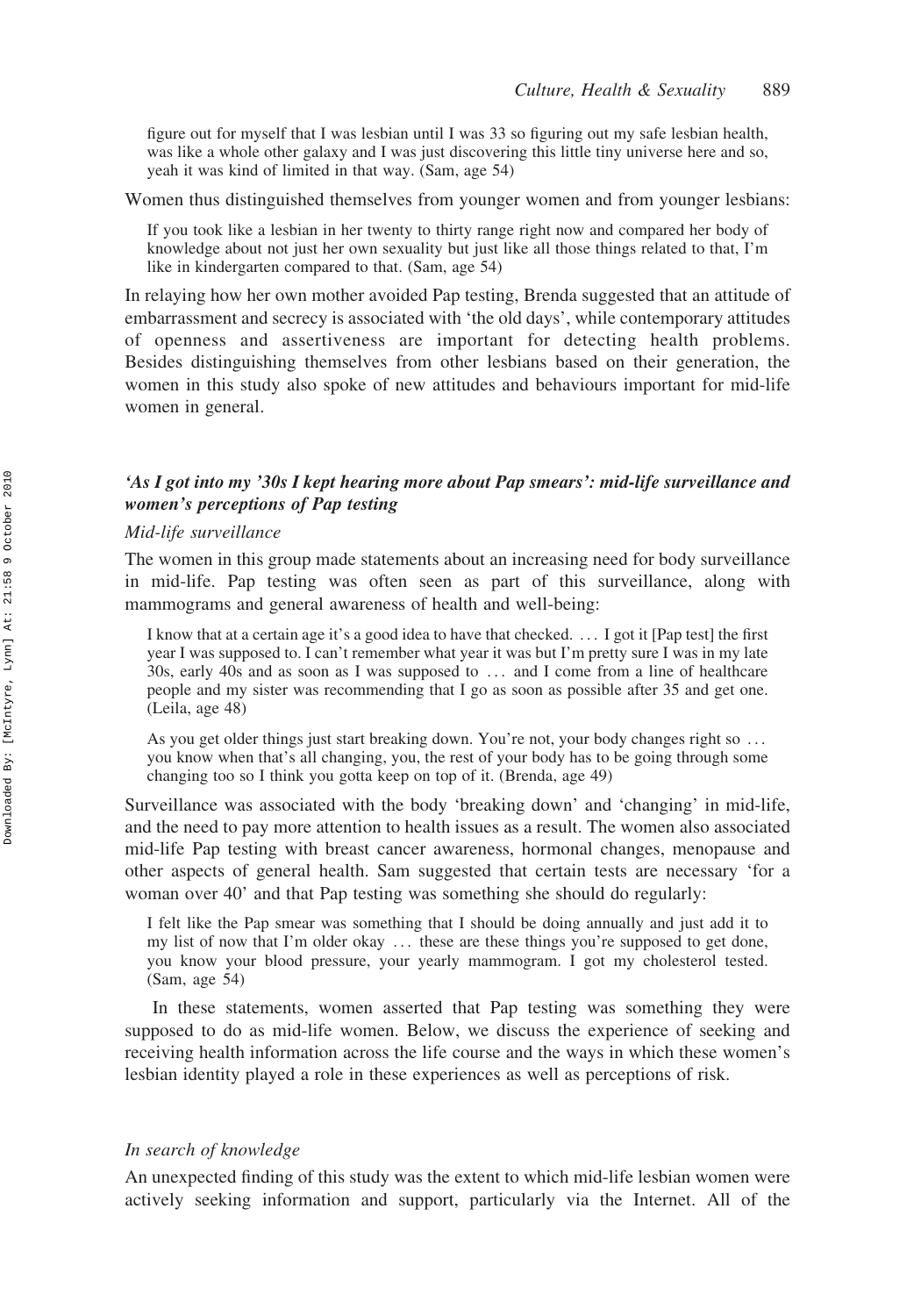> figure out for myself that I was lesbian until I was 33 so figuring out my safe lesbian health, was like a whole other galaxy and I was just discovering this little tiny universe here and so, yeah it was kind of limited in that way. (Sam, age 54)

Women thus distinguished themselves from younger women and from younger lesbians:

> If you took like a lesbian in her twenty to thirty range right now and compared her body of knowledge about not just her own sexuality but just like all those things related to that, I'm like in kindergarten compared to that. (Sam, age 54)

In relaying how her own mother avoided Pap testing, Brenda suggested that an attitude of embarrassment and secrecy is associated with 'the old days', while contemporary attitudes of openness and assertiveness are important for detecting health problems. Besides distinguishing themselves from other lesbians based on their generation, the women in this study also spoke of new attitudes and behaviours important for mid-life women in general.

### *'As I got into my '30s I kept hearing more about Pap smears': mid-life surveillance and women's perceptions of Pap testing*

#### *Mid-life surveillance*

The women in this group made statements about an increasing need for body surveillance in mid-life. Pap testing was often seen as part of this surveillance, along with mammograms and general awareness of health and well-being:

> I know that at a certain age it's a good idea to have that checked. ... I got it [Pap test] the first year I was supposed to. I can't remember what year it was but I'm pretty sure I was in my late 30s, early 40s and as soon as I was supposed to ... and I come from a line of healthcare people and my sister was recommending that I go as soon as possible after 35 and get one. (Leila, age 48)

> As you get older things just start breaking down. You're not, your body changes right so ... you know when that's all changing, you, the rest of your body has to be going through some changing too so I think you gotta keep on top of it. (Brenda, age 49)

Surveillance was associated with the body 'breaking down' and 'changing' in mid-life, and the need to pay more attention to health issues as a result. The women also associated mid-life Pap testing with breast cancer awareness, hormonal changes, menopause and other aspects of general health. Sam suggested that certain tests are necessary 'for a woman over 40' and that Pap testing was something she should do regularly:

> I felt like the Pap smear was something that I should be doing annually and just add it to my list of now that I'm older okay ... these are these things you're supposed to get done, you know your blood pressure, your yearly mammogram. I got my cholesterol tested. (Sam, age 54)

In these statements, women asserted that Pap testing was something they were supposed to do as mid-life women. Below, we discuss the experience of seeking and receiving health information across the life course and the ways in which these women's lesbian identity played a role in these experiences as well as perceptions of risk.

#### *In search of knowledge*

An unexpected finding of this study was the extent to which mid-life lesbian women were actively seeking information and support, particularly via the Internet. All of the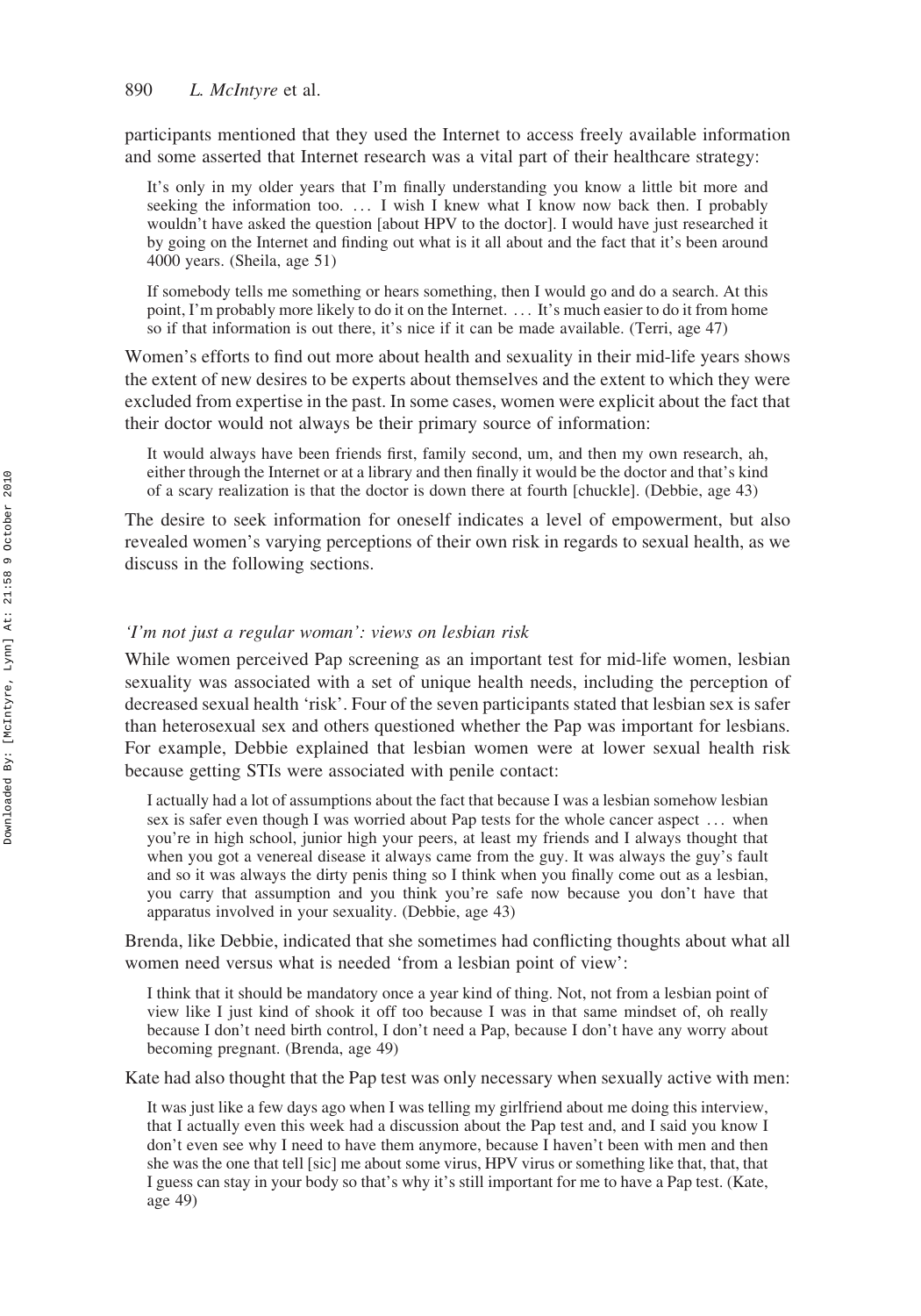participants mentioned that they used the Internet to access freely available information and some asserted that Internet research was a vital part of their healthcare strategy:

> It's only in my older years that I'm finally understanding you know a little bit more and seeking the information too. … I wish I knew what I know now back then. I probably wouldn't have asked the question [about HPV to the doctor]. I would have just researched it by going on the Internet and finding out what is it all about and the fact that it's been around 4000 years. (Sheila, age 51)

> If somebody tells me something or hears something, then I would go and do a search. At this point, I'm probably more likely to do it on the Internet. … It's much easier to do it from home so if that information is out there, it's nice if it can be made available. (Terri, age 47)

Women's efforts to find out more about health and sexuality in their mid-life years shows the extent of new desires to be experts about themselves and the extent to which they were excluded from expertise in the past. In some cases, women were explicit about the fact that their doctor would not always be their primary source of information:

> It would always have been friends first, family second, um, and then my own research, ah, either through the Internet or at a library and then finally it would be the doctor and that's kind of a scary realization is that the doctor is down there at fourth [chuckle]. (Debbie, age 43)

The desire to seek information for oneself indicates a level of empowerment, but also revealed women's varying perceptions of their own risk in regards to sexual health, as we discuss in the following sections.

### *'I'm not just a regular woman': views on lesbian risk*

While women perceived Pap screening as an important test for mid-life women, lesbian sexuality was associated with a set of unique health needs, including the perception of decreased sexual health 'risk'. Four of the seven participants stated that lesbian sex is safer than heterosexual sex and others questioned whether the Pap was important for lesbians. For example, Debbie explained that lesbian women were at lower sexual health risk because getting STIs were associated with penile contact:

> I actually had a lot of assumptions about the fact that because I was a lesbian somehow lesbian sex is safer even though I was worried about Pap tests for the whole cancer aspect … when you're in high school, junior high your peers, at least my friends and I always thought that when you got a venereal disease it always came from the guy. It was always the guy's fault and so it was always the dirty penis thing so I think when you finally come out as a lesbian, you carry that assumption and you think you're safe now because you don't have that apparatus involved in your sexuality. (Debbie, age 43)

Brenda, like Debbie, indicated that she sometimes had conflicting thoughts about what all women need versus what is needed 'from a lesbian point of view':

> I think that it should be mandatory once a year kind of thing. Not, not from a lesbian point of view like I just kind of shook it off too because I was in that same mindset of, oh really because I don't need birth control, I don't need a Pap, because I don't have any worry about becoming pregnant. (Brenda, age 49)

Kate had also thought that the Pap test was only necessary when sexually active with men:

> It was just like a few days ago when I was telling my girlfriend about me doing this interview, that I actually even this week had a discussion about the Pap test and, and I said you know I don't even see why I need to have them anymore, because I haven't been with men and then she was the one that tell [sic] me about some virus, HPV virus or something like that, that, that I guess can stay in your body so that's why it's still important for me to have a Pap test. (Kate, age 49)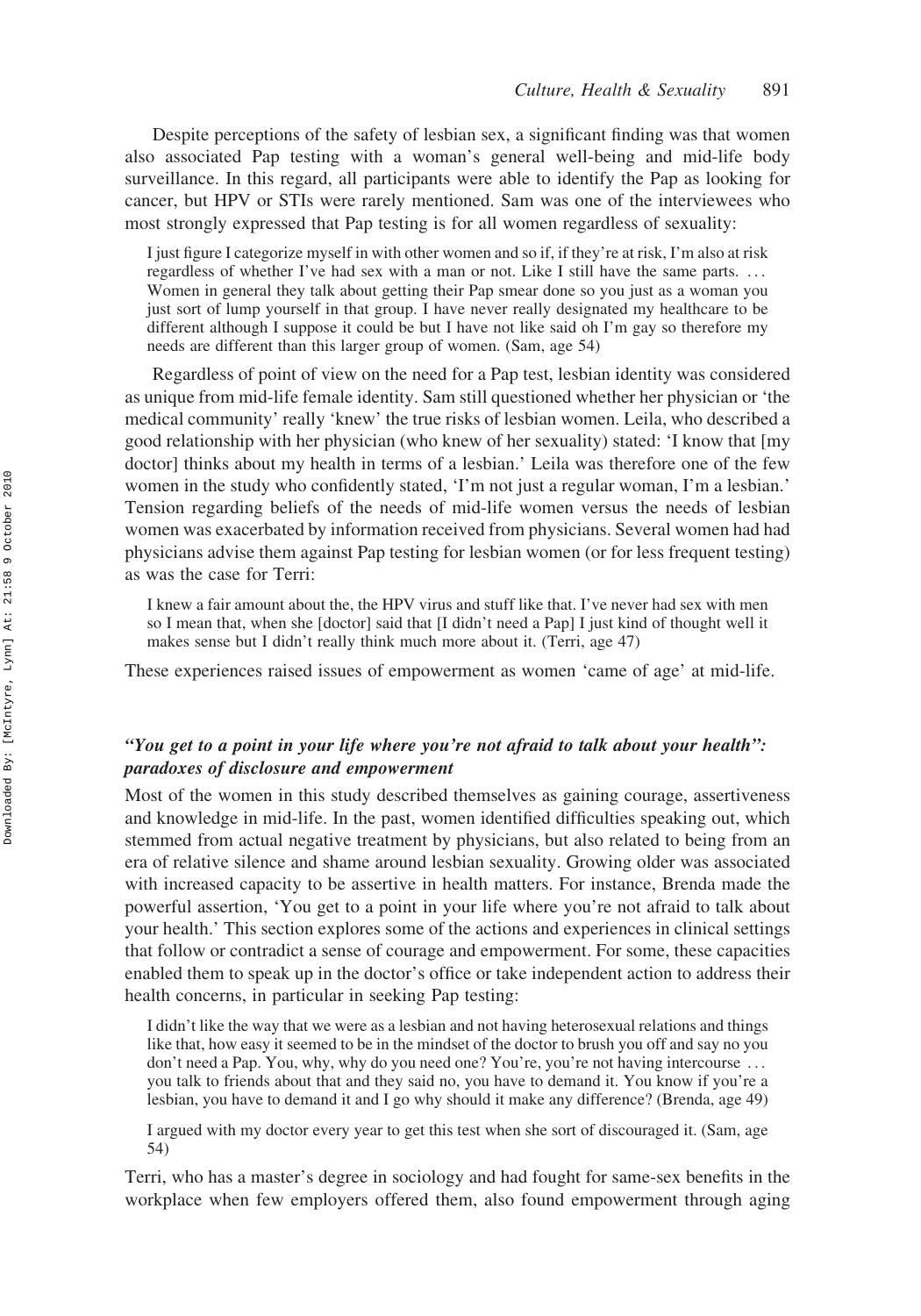Despite perceptions of the safety of lesbian sex, a significant finding was that women also associated Pap testing with a woman's general well-being and mid-life body surveillance. In this regard, all participants were able to identify the Pap as looking for cancer, but HPV or STIs were rarely mentioned. Sam was one of the interviewees who most strongly expressed that Pap testing is for all women regardless of sexuality:

> I just figure I categorize myself in with other women and so if, if they're at risk, I'm also at risk regardless of whether I've had sex with a man or not. Like I still have the same parts. ... Women in general they talk about getting their Pap smear done so you just as a woman you just sort of lump yourself in that group. I have never really designated my healthcare to be different although I suppose it could be but I have not like said oh I'm gay so therefore my needs are different than this larger group of women. (Sam, age 54)

Regardless of point of view on the need for a Pap test, lesbian identity was considered as unique from mid-life female identity. Sam still questioned whether her physician or 'the medical community' really 'knew' the true risks of lesbian women. Leila, who described a good relationship with her physician (who knew of her sexuality) stated: 'I know that [my doctor] thinks about my health in terms of a lesbian.' Leila was therefore one of the few women in the study who confidently stated, 'I'm not just a regular woman, I'm a lesbian.' Tension regarding beliefs of the needs of mid-life women versus the needs of lesbian women was exacerbated by information received from physicians. Several women had had physicians advise them against Pap testing for lesbian women (or for less frequent testing) as was the case for Terri:

> I knew a fair amount about the, the HPV virus and stuff like that. I've never had sex with men so I mean that, when she [doctor] said that [I didn't need a Pap] I just kind of thought well it makes sense but I didn't really think much more about it. (Terri, age 47)

These experiences raised issues of empowerment as women 'came of age' at mid-life.

### *"You get to a point in your life where you're not afraid to talk about your health": paradoxes of disclosure and empowerment*

Most of the women in this study described themselves as gaining courage, assertiveness and knowledge in mid-life. In the past, women identified difficulties speaking out, which stemmed from actual negative treatment by physicians, but also related to being from an era of relative silence and shame around lesbian sexuality. Growing older was associated with increased capacity to be assertive in health matters. For instance, Brenda made the powerful assertion, 'You get to a point in your life where you're not afraid to talk about your health.' This section explores some of the actions and experiences in clinical settings that follow or contradict a sense of courage and empowerment. For some, these capacities enabled them to speak up in the doctor's office or take independent action to address their health concerns, in particular in seeking Pap testing:

> I didn't like the way that we were as a lesbian and not having heterosexual relations and things like that, how easy it seemed to be in the mindset of the doctor to brush you off and say no you don't need a Pap. You, why, why do you need one? You're, you're not having intercourse ... you talk to friends about that and they said no, you have to demand it. You know if you're a lesbian, you have to demand it and I go why should it make any difference? (Brenda, age 49)

> I argued with my doctor every year to get this test when she sort of discouraged it. (Sam, age 54)

Terri, who has a master's degree in sociology and had fought for same-sex benefits in the workplace when few employers offered them, also found empowerment through aging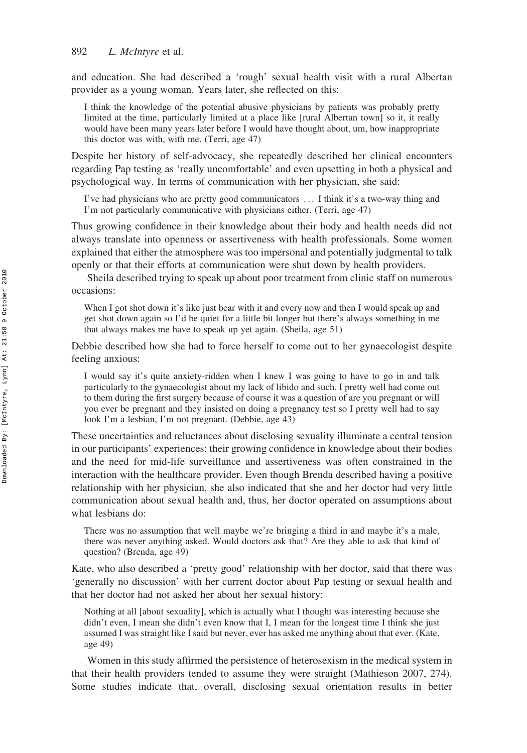and education. She had described a 'rough' sexual health visit with a rural Albertan provider as a young woman. Years later, she reflected on this:

> I think the knowledge of the potential abusive physicians by patients was probably pretty limited at the time, particularly limited at a place like [rural Albertan town] so it, it really would have been many years later before I would have thought about, um, how inappropriate this doctor was with, with me. (Terri, age 47)

Despite her history of self-advocacy, she repeatedly described her clinical encounters regarding Pap testing as 'really uncomfortable' and even upsetting in both a physical and psychological way. In terms of communication with her physician, she said:

> I've had physicians who are pretty good communicators ... I think it's a two-way thing and I'm not particularly communicative with physicians either. (Terri, age 47)

Thus growing confidence in their knowledge about their body and health needs did not always translate into openness or assertiveness with health professionals. Some women explained that either the atmosphere was too impersonal and potentially judgmental to talk openly or that their efforts at communication were shut down by health providers.

Sheila described trying to speak up about poor treatment from clinic staff on numerous occasions:

> When I got shot down it's like just bear with it and every now and then I would speak up and get shot down again so I'd be quiet for a little bit longer but there's always something in me that always makes me have to speak up yet again. (Sheila, age 51)

Debbie described how she had to force herself to come out to her gynaecologist despite feeling anxious:

> I would say it's quite anxiety-ridden when I knew I was going to have to go in and talk particularly to the gynaecologist about my lack of libido and such. I pretty well had come out to them during the first surgery because of course it was a question of are you pregnant or will you ever be pregnant and they insisted on doing a pregnancy test so I pretty well had to say look I'm a lesbian, I'm not pregnant. (Debbie, age 43)

These uncertainties and reluctances about disclosing sexuality illuminate a central tension in our participants' experiences: their growing confidence in knowledge about their bodies and the need for mid-life surveillance and assertiveness was often constrained in the interaction with the healthcare provider. Even though Brenda described having a positive relationship with her physician, she also indicated that she and her doctor had very little communication about sexual health and, thus, her doctor operated on assumptions about what lesbians do:

> There was no assumption that well maybe we're bringing a third in and maybe it's a male, there was never anything asked. Would doctors ask that? Are they able to ask that kind of question? (Brenda, age 49)

Kate, who also described a 'pretty good' relationship with her doctor, said that there was 'generally no discussion' with her current doctor about Pap testing or sexual health and that her doctor had not asked her about her sexual history:

> Nothing at all [about sexuality], which is actually what I thought was interesting because she didn't even, I mean she didn't even know that I, I mean for the longest time I think she just assumed I was straight like I said but never, ever has asked me anything about that ever. (Kate, age 49)

Women in this study affirmed the persistence of heterosexism in the medical system in that their health providers tended to assume they were straight (Mathieson 2007, 274). Some studies indicate that, overall, disclosing sexual orientation results in better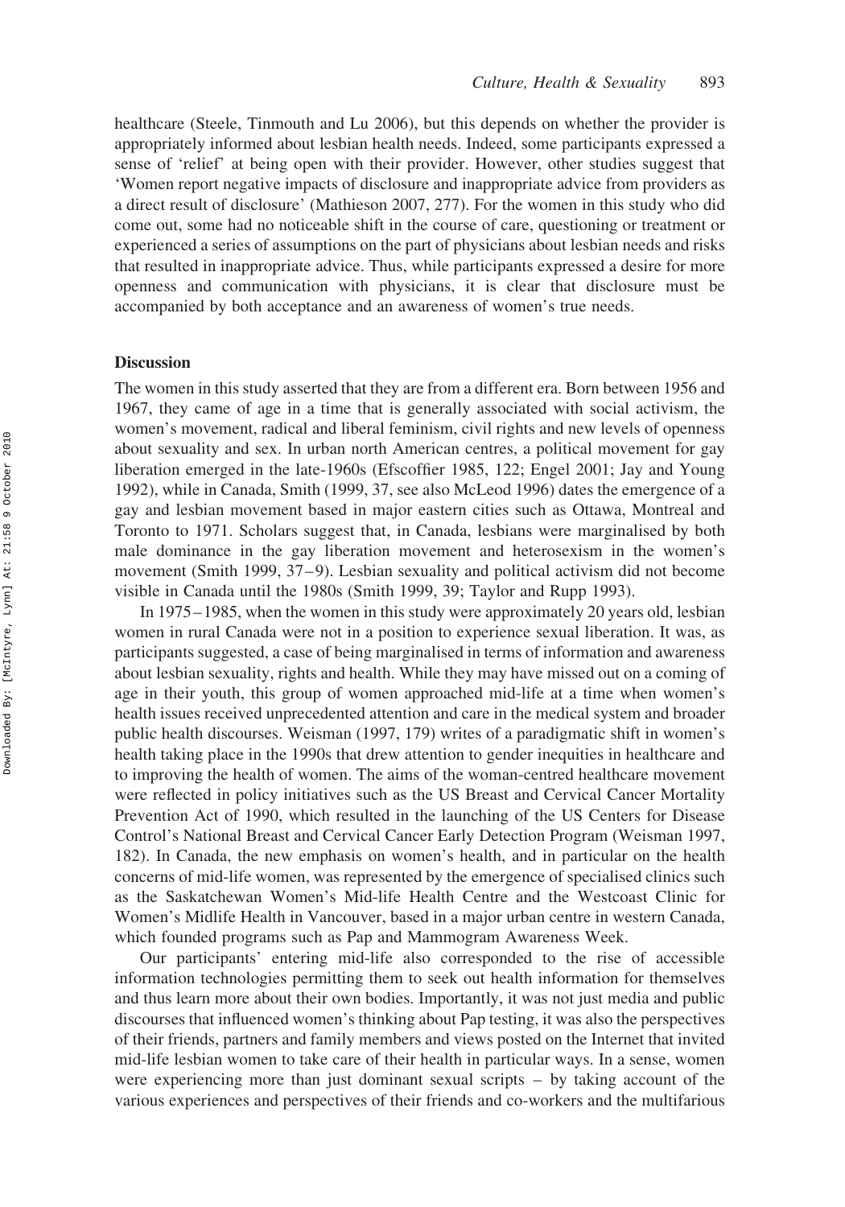healthcare (Steele, Tinmouth and Lu 2006), but this depends on whether the provider is appropriately informed about lesbian health needs. Indeed, some participants expressed a sense of 'relief' at being open with their provider. However, other studies suggest that 'Women report negative impacts of disclosure and inappropriate advice from providers as a direct result of disclosure' (Mathieson 2007, 277). For the women in this study who did come out, some had no noticeable shift in the course of care, questioning or treatment or experienced a series of assumptions on the part of physicians about lesbian needs and risks that resulted in inappropriate advice. Thus, while participants expressed a desire for more openness and communication with physicians, it is clear that disclosure must be accompanied by both acceptance and an awareness of women's true needs.

## Discussion

The women in this study asserted that they are from a different era. Born between 1956 and 1967, they came of age in a time that is generally associated with social activism, the women's movement, radical and liberal feminism, civil rights and new levels of openness about sexuality and sex. In urban north American centres, a political movement for gay liberation emerged in the late-1960s (Efscoffier 1985, 122; Engel 2001; Jay and Young 1992), while in Canada, Smith (1999, 37, see also McLeod 1996) dates the emergence of a gay and lesbian movement based in major eastern cities such as Ottawa, Montreal and Toronto to 1971. Scholars suggest that, in Canada, lesbians were marginalised by both male dominance in the gay liberation movement and heterosexism in the women's movement (Smith 1999, 37–9). Lesbian sexuality and political activism did not become visible in Canada until the 1980s (Smith 1999, 39; Taylor and Rupp 1993).

In 1975–1985, when the women in this study were approximately 20 years old, lesbian women in rural Canada were not in a position to experience sexual liberation. It was, as participants suggested, a case of being marginalised in terms of information and awareness about lesbian sexuality, rights and health. While they may have missed out on a coming of age in their youth, this group of women approached mid-life at a time when women's health issues received unprecedented attention and care in the medical system and broader public health discourses. Weisman (1997, 179) writes of a paradigmatic shift in women's health taking place in the 1990s that drew attention to gender inequities in healthcare and to improving the health of women. The aims of the woman-centred healthcare movement were reflected in policy initiatives such as the US Breast and Cervical Cancer Mortality Prevention Act of 1990, which resulted in the launching of the US Centers for Disease Control's National Breast and Cervical Cancer Early Detection Program (Weisman 1997, 182). In Canada, the new emphasis on women's health, and in particular on the health concerns of mid-life women, was represented by the emergence of specialised clinics such as the Saskatchewan Women's Mid-life Health Centre and the Westcoast Clinic for Women's Midlife Health in Vancouver, based in a major urban centre in western Canada, which founded programs such as Pap and Mammogram Awareness Week.

Our participants' entering mid-life also corresponded to the rise of accessible information technologies permitting them to seek out health information for themselves and thus learn more about their own bodies. Importantly, it was not just media and public discourses that influenced women's thinking about Pap testing, it was also the perspectives of their friends, partners and family members and views posted on the Internet that invited mid-life lesbian women to take care of their health in particular ways. In a sense, women were experiencing more than just dominant sexual scripts – by taking account of the various experiences and perspectives of their friends and co-workers and the multifarious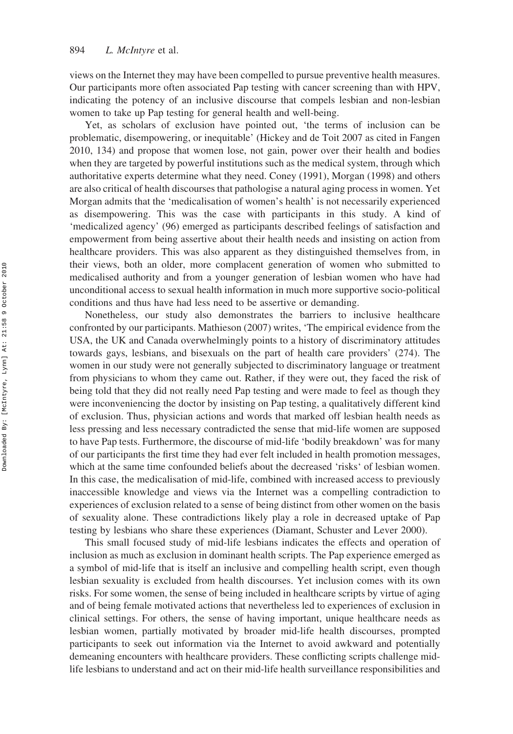views on the Internet they may have been compelled to pursue preventive health measures. Our participants more often associated Pap testing with cancer screening than with HPV, indicating the potency of an inclusive discourse that compels lesbian and non-lesbian women to take up Pap testing for general health and well-being.

Yet, as scholars of exclusion have pointed out, 'the terms of inclusion can be problematic, disempowering, or inequitable' (Hickey and de Toit 2007 as cited in Fangen 2010, 134) and propose that women lose, not gain, power over their health and bodies when they are targeted by powerful institutions such as the medical system, through which authoritative experts determine what they need. Coney (1991), Morgan (1998) and others are also critical of health discourses that pathologise a natural aging process in women. Yet Morgan admits that the 'medicalisation of women's health' is not necessarily experienced as disempowering. This was the case with participants in this study. A kind of 'medicalized agency' (96) emerged as participants described feelings of satisfaction and empowerment from being assertive about their health needs and insisting on action from healthcare providers. This was also apparent as they distinguished themselves from, in their views, both an older, more complacent generation of women who submitted to medicalised authority and from a younger generation of lesbian women who have had unconditional access to sexual health information in much more supportive socio-political conditions and thus have had less need to be assertive or demanding.

Nonetheless, our study also demonstrates the barriers to inclusive healthcare confronted by our participants. Mathieson (2007) writes, 'The empirical evidence from the USA, the UK and Canada overwhelmingly points to a history of discriminatory attitudes towards gays, lesbians, and bisexuals on the part of health care providers' (274). The women in our study were not generally subjected to discriminatory language or treatment from physicians to whom they came out. Rather, if they were out, they faced the risk of being told that they did not really need Pap testing and were made to feel as though they were inconveniencing the doctor by insisting on Pap testing, a qualitatively different kind of exclusion. Thus, physician actions and words that marked off lesbian health needs as less pressing and less necessary contradicted the sense that mid-life women are supposed to have Pap tests. Furthermore, the discourse of mid-life 'bodily breakdown' was for many of our participants the first time they had ever felt included in health promotion messages, which at the same time confounded beliefs about the decreased 'risks' of lesbian women. In this case, the medicalisation of mid-life, combined with increased access to previously inaccessible knowledge and views via the Internet was a compelling contradiction to experiences of exclusion related to a sense of being distinct from other women on the basis of sexuality alone. These contradictions likely play a role in decreased uptake of Pap testing by lesbians who share these experiences (Diamant, Schuster and Lever 2000).

This small focused study of mid-life lesbians indicates the effects and operation of inclusion as much as exclusion in dominant health scripts. The Pap experience emerged as a symbol of mid-life that is itself an inclusive and compelling health script, even though lesbian sexuality is excluded from health discourses. Yet inclusion comes with its own risks. For some women, the sense of being included in healthcare scripts by virtue of aging and of being female motivated actions that nevertheless led to experiences of exclusion in clinical settings. For others, the sense of having important, unique healthcare needs as lesbian women, partially motivated by broader mid-life health discourses, prompted participants to seek out information via the Internet to avoid awkward and potentially demeaning encounters with healthcare providers. These conflicting scripts challenge mid-life lesbians to understand and act on their mid-life health surveillance responsibilities and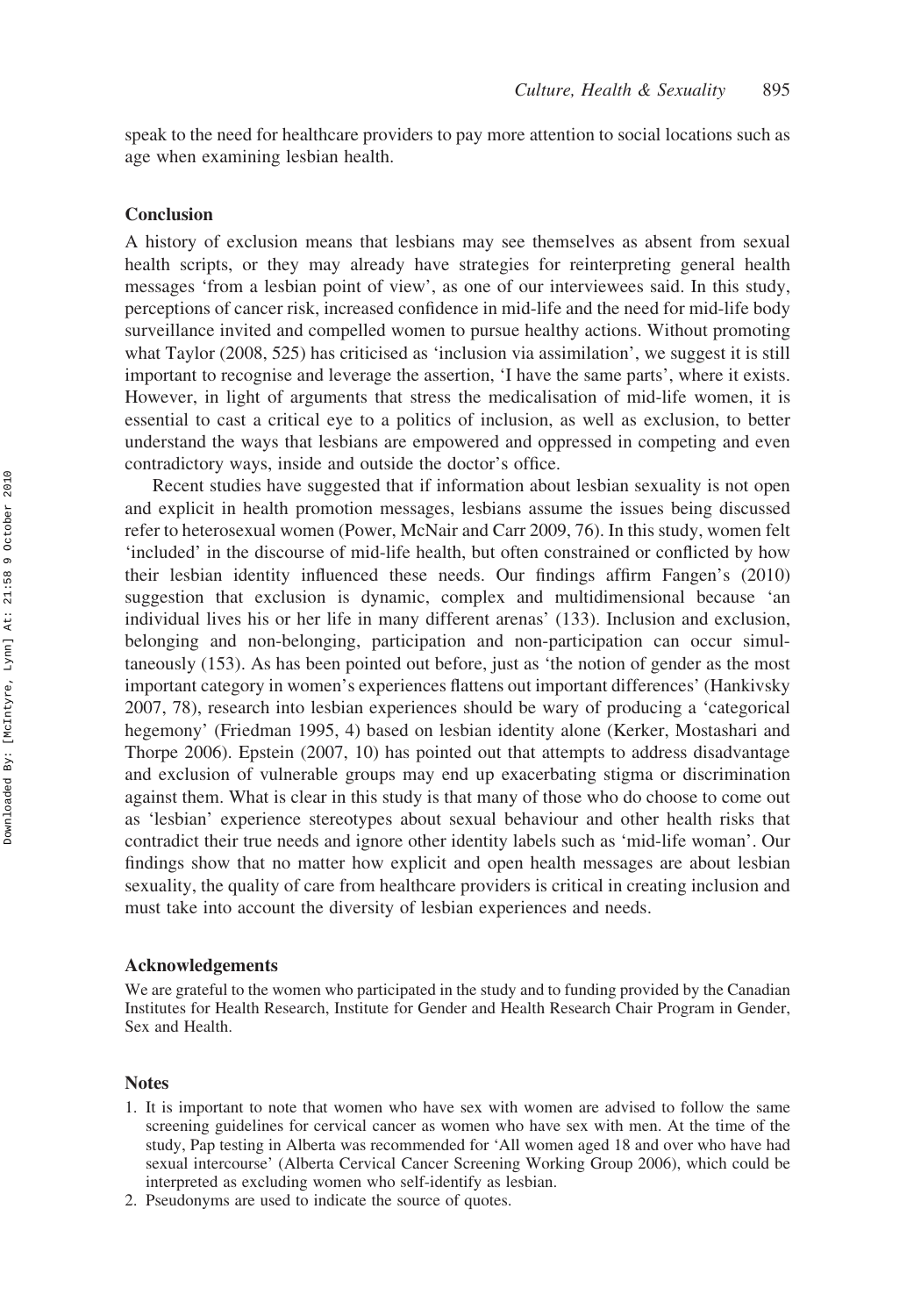speak to the need for healthcare providers to pay more attention to social locations such as age when examining lesbian health.

## Conclusion

A history of exclusion means that lesbians may see themselves as absent from sexual health scripts, or they may already have strategies for reinterpreting general health messages 'from a lesbian point of view', as one of our interviewees said. In this study, perceptions of cancer risk, increased confidence in mid-life and the need for mid-life body surveillance invited and compelled women to pursue healthy actions. Without promoting what Taylor (2008, 525) has criticised as 'inclusion via assimilation', we suggest it is still important to recognise and leverage the assertion, 'I have the same parts', where it exists. However, in light of arguments that stress the medicalisation of mid-life women, it is essential to cast a critical eye to a politics of inclusion, as well as exclusion, to better understand the ways that lesbians are empowered and oppressed in competing and even contradictory ways, inside and outside the doctor's office.

Recent studies have suggested that if information about lesbian sexuality is not open and explicit in health promotion messages, lesbians assume the issues being discussed refer to heterosexual women (Power, McNair and Carr 2009, 76). In this study, women felt 'included' in the discourse of mid-life health, but often constrained or conflicted by how their lesbian identity influenced these needs. Our findings affirm Fangen's (2010) suggestion that exclusion is dynamic, complex and multidimensional because 'an individual lives his or her life in many different arenas' (133). Inclusion and exclusion, belonging and non-belonging, participation and non-participation can occur simultaneously (153). As has been pointed out before, just as 'the notion of gender as the most important category in women's experiences flattens out important differences' (Hankivsky 2007, 78), research into lesbian experiences should be wary of producing a 'categorical hegemony' (Friedman 1995, 4) based on lesbian identity alone (Kerker, Mostashari and Thorpe 2006). Epstein (2007, 10) has pointed out that attempts to address disadvantage and exclusion of vulnerable groups may end up exacerbating stigma or discrimination against them. What is clear in this study is that many of those who do choose to come out as 'lesbian' experience stereotypes about sexual behaviour and other health risks that contradict their true needs and ignore other identity labels such as 'mid-life woman'. Our findings show that no matter how explicit and open health messages are about lesbian sexuality, the quality of care from healthcare providers is critical in creating inclusion and must take into account the diversity of lesbian experiences and needs.

## Acknowledgements

We are grateful to the women who participated in the study and to funding provided by the Canadian Institutes for Health Research, Institute for Gender and Health Research Chair Program in Gender, Sex and Health.

## Notes

1. It is important to note that women who have sex with women are advised to follow the same screening guidelines for cervical cancer as women who have sex with men. At the time of the study, Pap testing in Alberta was recommended for 'All women aged 18 and over who have had sexual intercourse' (Alberta Cervical Cancer Screening Working Group 2006), which could be interpreted as excluding women who self-identify as lesbian.
2. Pseudonyms are used to indicate the source of quotes.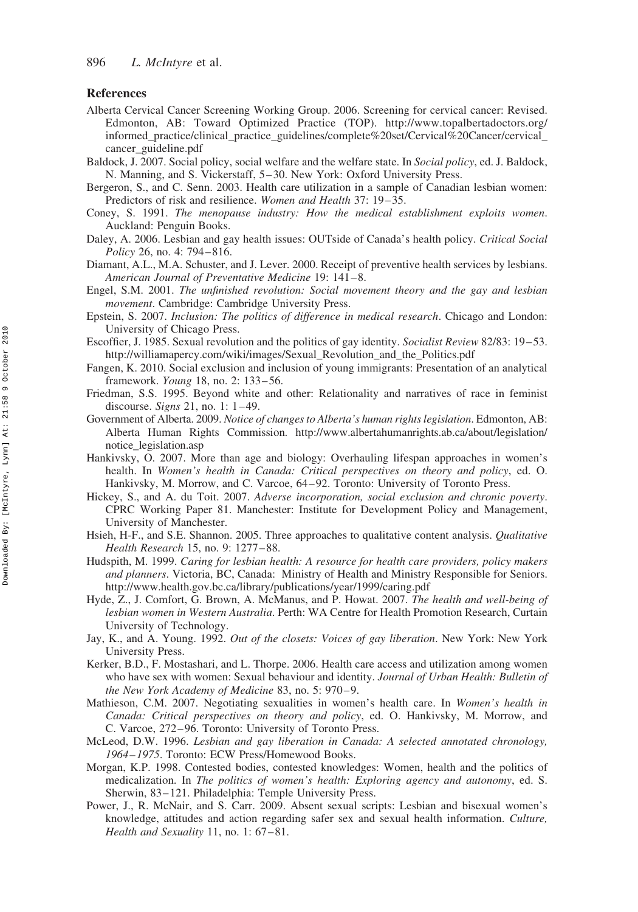## References

Alberta Cervical Cancer Screening Working Group. 2006. Screening for cervical cancer: Revised. Edmonton, AB: Toward Optimized Practice (TOP). http://www.topalbertadoctors.org/informed_practice/clinical_practice_guidelines/complete%20set/Cervical%20Cancer/cervical_cancer_guideline.pdf

Baldock, J. 2007. Social policy, social welfare and the welfare state. In *Social policy*, ed. J. Baldock, N. Manning, and S. Vickerstaff, 5–30. New York: Oxford University Press.

Bergeron, S., and C. Senn. 2003. Health care utilization in a sample of Canadian lesbian women: Predictors of risk and resilience. *Women and Health* 37: 19–35.

Coney, S. 1991. *The menopause industry: How the medical establishment exploits women*. Auckland: Penguin Books.

Daley, A. 2006. Lesbian and gay health issues: OUTside of Canada's health policy. *Critical Social Policy* 26, no. 4: 794–816.

Diamant, A.L., M.A. Schuster, and J. Lever. 2000. Receipt of preventive health services by lesbians. *American Journal of Preventative Medicine* 19: 141–8.

Engel, S.M. 2001. *The unfinished revolution: Social movement theory and the gay and lesbian movement*. Cambridge: Cambridge University Press.

Epstein, S. 2007. *Inclusion: The politics of difference in medical research*. Chicago and London: University of Chicago Press.

Escoffier, J. 1985. Sexual revolution and the politics of gay identity. *Socialist Review* 82/83: 19–53. http://williamapercy.com/wiki/images/Sexual_Revolution_and_the_Politics.pdf

Fangen, K. 2010. Social exclusion and inclusion of young immigrants: Presentation of an analytical framework. *Young* 18, no. 2: 133–56.

Friedman, S.S. 1995. Beyond white and other: Relationality and narratives of race in feminist discourse. *Signs* 21, no. 1: 1–49.

Government of Alberta. 2009. *Notice of changes to Alberta's human rights legislation*. Edmonton, AB: Alberta Human Rights Commission. http://www.albertahumanrights.ab.ca/about/legislation/notice_legislation.asp

Hankivsky, O. 2007. More than age and biology: Overhauling lifespan approaches in women's health. In *Women's health in Canada: Critical perspectives on theory and policy*, ed. O. Hankivsky, M. Morrow, and C. Varcoe, 64–92. Toronto: University of Toronto Press.

Hickey, S., and A. du Toit. 2007. *Adverse incorporation, social exclusion and chronic poverty*. CPRC Working Paper 81. Manchester: Institute for Development Policy and Management, University of Manchester.

Hsieh, H-F., and S.E. Shannon. 2005. Three approaches to qualitative content analysis. *Qualitative Health Research* 15, no. 9: 1277–88.

Hudspith, M. 1999. *Caring for lesbian health: A resource for health care providers, policy makers and planners*. Victoria, BC, Canada: Ministry of Health and Ministry Responsible for Seniors. http://www.health.gov.bc.ca/library/publications/year/1999/caring.pdf

Hyde, Z., J. Comfort, G. Brown, A. McManus, and P. Howat. 2007. *The health and well-being of lesbian women in Western Australia*. Perth: WA Centre for Health Promotion Research, Curtain University of Technology.

Jay, K., and A. Young. 1992. *Out of the closets: Voices of gay liberation*. New York: New York University Press.

Kerker, B.D., F. Mostashari, and L. Thorpe. 2006. Health care access and utilization among women who have sex with women: Sexual behaviour and identity. *Journal of Urban Health: Bulletin of the New York Academy of Medicine* 83, no. 5: 970–9.

Mathieson, C.M. 2007. Negotiating sexualities in women's health care. In *Women's health in Canada: Critical perspectives on theory and policy*, ed. O. Hankivsky, M. Morrow, and C. Varcoe, 272–96. Toronto: University of Toronto Press.

McLeod, D.W. 1996. *Lesbian and gay liberation in Canada: A selected annotated chronology, 1964–1975*. Toronto: ECW Press/Homewood Books.

Morgan, K.P. 1998. Contested bodies, contested knowledges: Women, health and the politics of medicalization. In *The politics of women's health: Exploring agency and autonomy*, ed. S. Sherwin, 83–121. Philadelphia: Temple University Press.

Power, J., R. McNair, and S. Carr. 2009. Absent sexual scripts: Lesbian and bisexual women's knowledge, attitudes and action regarding safer sex and sexual health information. *Culture, Health and Sexuality* 11, no. 1: 67–81.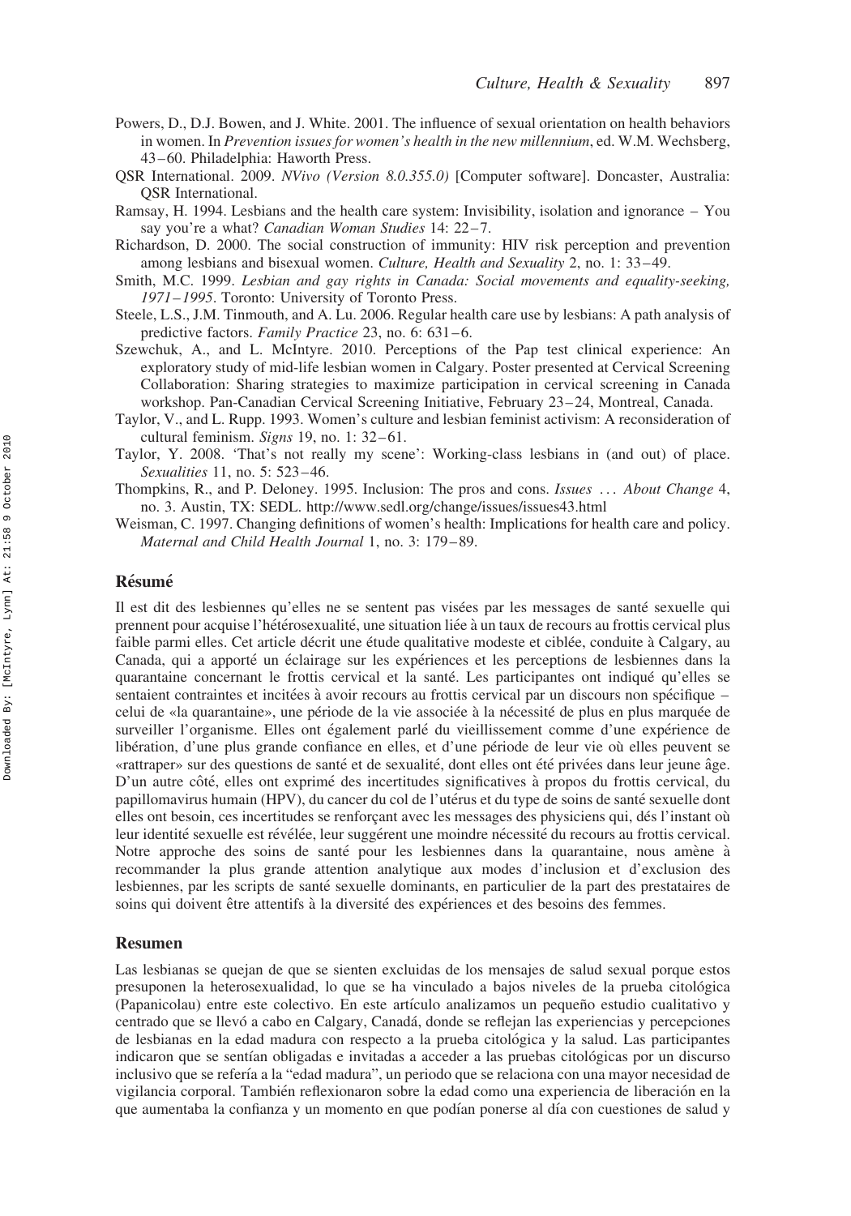Powers, D., D.J. Bowen, and J. White. 2001. The influence of sexual orientation on health behaviors in women. In *Prevention issues for women's health in the new millennium*, ed. W.M. Wechsberg, 43–60. Philadelphia: Haworth Press.

QSR International. 2009. *NVivo (Version 8.0.355.0)* [Computer software]. Doncaster, Australia: QSR International.

Ramsay, H. 1994. Lesbians and the health care system: Invisibility, isolation and ignorance – You say you're a what? *Canadian Woman Studies* 14: 22–7.

Richardson, D. 2000. The social construction of immunity: HIV risk perception and prevention among lesbians and bisexual women. *Culture, Health and Sexuality* 2, no. 1: 33–49.

Smith, M.C. 1999. *Lesbian and gay rights in Canada: Social movements and equality-seeking, 1971–1995*. Toronto: University of Toronto Press.

Steele, L.S., J.M. Tinmouth, and A. Lu. 2006. Regular health care use by lesbians: A path analysis of predictive factors. *Family Practice* 23, no. 6: 631–6.

Szewchuk, A., and L. McIntyre. 2010. Perceptions of the Pap test clinical experience: An exploratory study of mid-life lesbian women in Calgary. Poster presented at Cervical Screening Collaboration: Sharing strategies to maximize participation in cervical screening in Canada workshop. Pan-Canadian Cervical Screening Initiative, February 23–24, Montreal, Canada.

Taylor, V., and L. Rupp. 1993. Women's culture and lesbian feminist activism: A reconsideration of cultural feminism. *Signs* 19, no. 1: 32–61.

Taylor, Y. 2008. 'That's not really my scene': Working-class lesbians in (and out) of place. *Sexualities* 11, no. 5: 523–46.

Thompkins, R., and P. Deloney. 1995. Inclusion: The pros and cons. *Issues … About Change* 4, no. 3. Austin, TX: SEDL. http://www.sedl.org/change/issues/issues43.html

Weisman, C. 1997. Changing definitions of women's health: Implications for health care and policy. *Maternal and Child Health Journal* 1, no. 3: 179–89.

## Résumé

Il est dit des lesbiennes qu'elles ne se sentent pas visées par les messages de santé sexuelle qui prennent pour acquise l'hétérosexualité, une situation liée à un taux de recours au frottis cervical plus faible parmi elles. Cet article décrit une étude qualitative modeste et ciblée, conduite à Calgary, au Canada, qui a apporté un éclairage sur les expériences et les perceptions de lesbiennes dans la quarantaine concernant le frottis cervical et la santé. Les participantes ont indiqué qu'elles se sentaient contraintes et incitées à avoir recours au frottis cervical par un discours non spécifique – celui de «la quarantaine», une période de la vie associée à la nécessité de plus en plus marquée de surveiller l'organisme. Elles ont également parlé du vieillissement comme d'une expérience de libération, d'une plus grande confiance en elles, et d'une période de leur vie où elles peuvent se «rattraper» sur des questions de santé et de sexualité, dont elles ont été privées dans leur jeune âge. D'un autre côté, elles ont exprimé des incertitudes significatives à propos du frottis cervical, du papillomavirus humain (HPV), du cancer du col de l'utérus et du type de soins de santé sexuelle dont elles ont besoin, ces incertitudes se renforçant avec les messages des physiciens qui, dés l'instant où leur identité sexuelle est révélée, leur suggérent une moindre nécessité du recours au frottis cervical. Notre approche des soins de santé pour les lesbiennes dans la quarantaine, nous amène à recommander la plus grande attention analytique aux modes d'inclusion et d'exclusion des lesbiennes, par les scripts de santé sexuelle dominants, en particulier de la part des prestataires de soins qui doivent être attentifs à la diversité des expériences et des besoins des femmes.

## Resumen

Las lesbianas se quejan de que se sienten excluidas de los mensajes de salud sexual porque estos presuponen la heterosexualidad, lo que se ha vinculado a bajos niveles de la prueba citológica (Papanicolau) entre este colectivo. En este artículo analizamos un pequeño estudio cualitativo y centrado que se llevó a cabo en Calgary, Canadá, donde se reflejan las experiencias y percepciones de lesbianas en la edad madura con respecto a la prueba citológica y la salud. Las participantes indicaron que se sentían obligadas e invitadas a acceder a las pruebas citológicas por un discurso inclusivo que se refería a la "edad madura", un periodo que se relaciona con una mayor necesidad de vigilancia corporal. También reflexionaron sobre la edad como una experiencia de liberación en la que aumentaba la confianza y un momento en que podían ponerse al día con cuestiones de salud y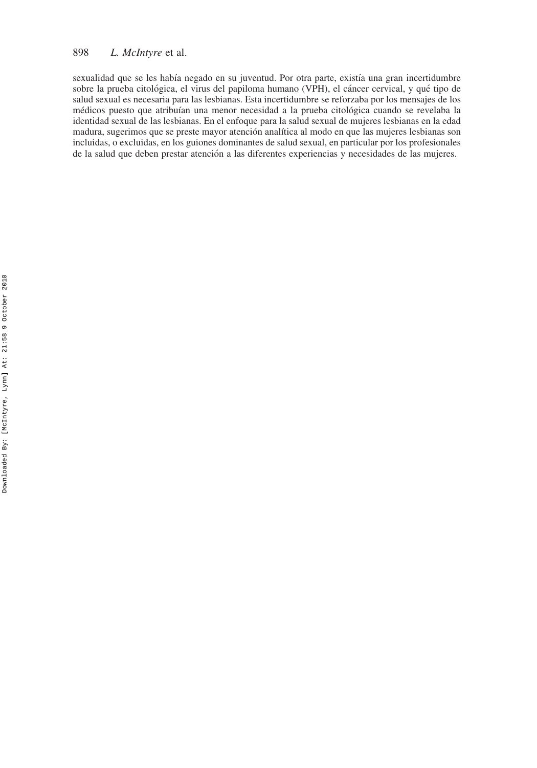sexualidad que se les había negado en su juventud. Por otra parte, existía una gran incertidumbre sobre la prueba citológica, el virus del papiloma humano (VPH), el cáncer cervical, y qué tipo de salud sexual es necesaria para las lesbianas. Esta incertidumbre se reforzaba por los mensajes de los médicos puesto que atribuían una menor necesidad a la prueba citológica cuando se revelaba la identidad sexual de las lesbianas. En el enfoque para la salud sexual de mujeres lesbianas en la edad madura, sugerimos que se preste mayor atención analítica al modo en que las mujeres lesbianas son incluidas, o excluidas, en los guiones dominantes de salud sexual, en particular por los profesionales de la salud que deben prestar atención a las diferentes experiencias y necesidades de las mujeres.